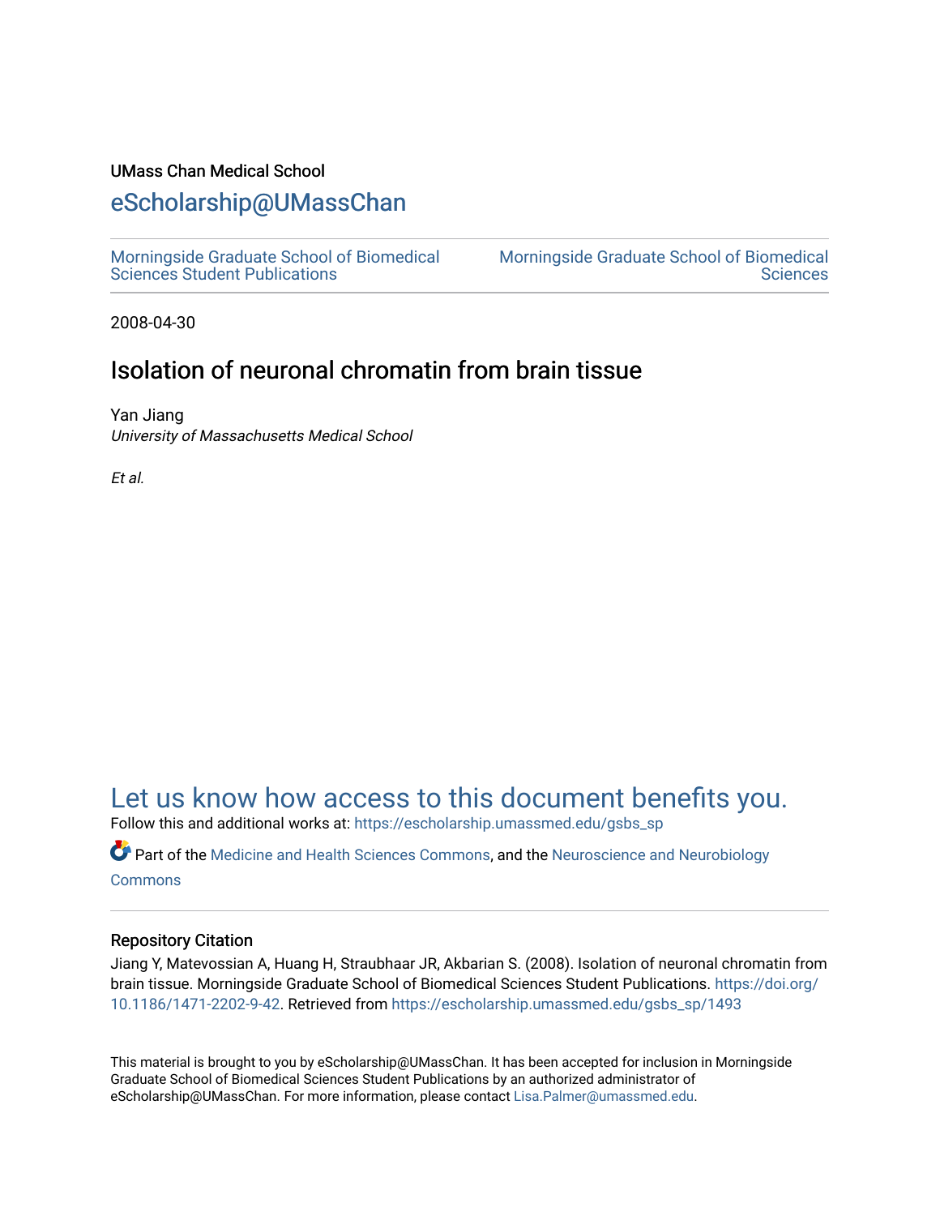UMass Chan Medical School

# eScholarship@UMassChan

Morningside Graduate School of Biomedical Sciences Student Publications | Morningside Graduate School of Biomedical Sciences

2008-04-30

## Isolation of neuronal chromatin from brain tissue

Yan Jiang
*University of Massachusetts Medical School*

*Et al.*

## Let us know how access to this document benefits you.

Follow this and additional works at: https://escholarship.umassmed.edu/gsbs_sp

Part of the Medicine and Health Sciences Commons, and the Neuroscience and Neurobiology Commons

### Repository Citation

Jiang Y, Matevossian A, Huang H, Straubhaar JR, Akbarian S. (2008). Isolation of neuronal chromatin from brain tissue. Morningside Graduate School of Biomedical Sciences Student Publications. https://doi.org/10.1186/1471-2202-9-42. Retrieved from https://escholarship.umassmed.edu/gsbs_sp/1493

This material is brought to you by eScholarship@UMassChan. It has been accepted for inclusion in Morningside Graduate School of Biomedical Sciences Student Publications by an authorized administrator of eScholarship@UMassChan. For more information, please contact Lisa.Palmer@umassmed.edu.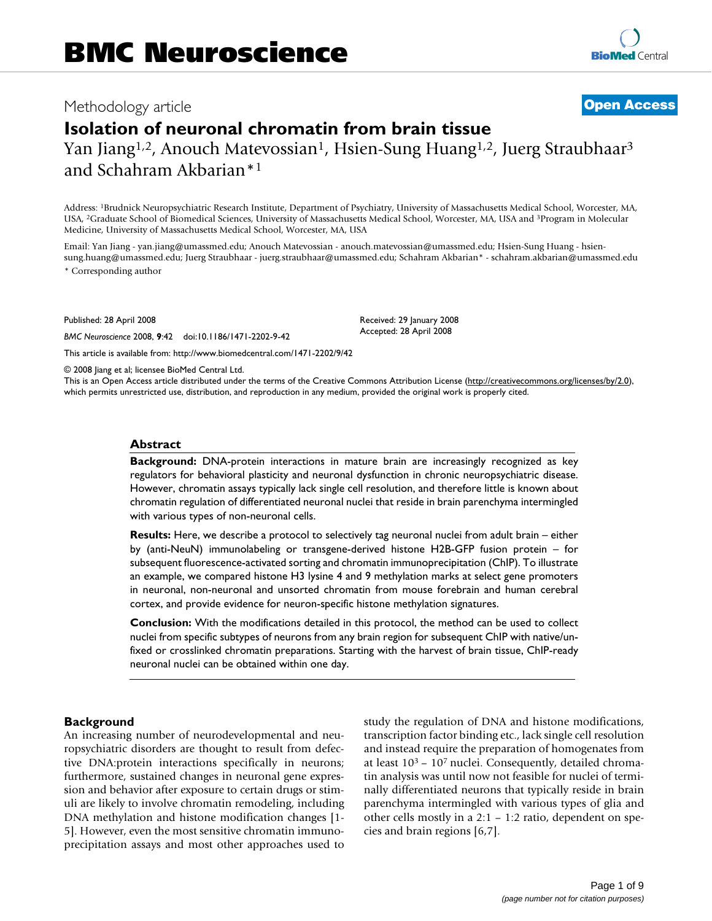Methodology article

**Open Access**

# Isolation of neuronal chromatin from brain tissue

Yan Jiang[1,2], Anouch Matevossian[1], Hsien-Sung Huang[1,2], Juerg Straubhaar[3] and Schahram Akbarian*[1]

Address: [1]Brudnick Neuropsychiatric Research Institute, Department of Psychiatry, University of Massachusetts Medical School, Worcester, MA, USA, [2]Graduate School of Biomedical Sciences, University of Massachusetts Medical School, Worcester, MA, USA and [3]Program in Molecular Medicine, University of Massachusetts Medical School, Worcester, MA, USA

Email: Yan Jiang - yan.jiang@umassmed.edu; Anouch Matevossian - anouch.matevossian@umassmed.edu; Hsien-Sung Huang - hsien-sung.huang@umassmed.edu; Juerg Straubhaar - juerg.straubhaar@umassmed.edu; Schahram Akbarian* - schahram.akbarian@umassmed.edu

* Corresponding author

Published: 28 April 2008

*BMC Neuroscience* 2008, **9**:42 doi:10.1186/1471-2202-9-42

Received: 29 January 2008
Accepted: 28 April 2008

This article is available from: http://www.biomedcentral.com/1471-2202/9/42

© 2008 Jiang et al; licensee BioMed Central Ltd.
This is an Open Access article distributed under the terms of the Creative Commons Attribution License (http://creativecommons.org/licenses/by/2.0), which permits unrestricted use, distribution, and reproduction in any medium, provided the original work is properly cited.

## Abstract

**Background:** DNA-protein interactions in mature brain are increasingly recognized as key regulators for behavioral plasticity and neuronal dysfunction in chronic neuropsychiatric disease. However, chromatin assays typically lack single cell resolution, and therefore little is known about chromatin regulation of differentiated neuronal nuclei that reside in brain parenchyma intermingled with various types of non-neuronal cells.

**Results:** Here, we describe a protocol to selectively tag neuronal nuclei from adult brain – either by (anti-NeuN) immunolabeling or transgene-derived histone H2B-GFP fusion protein – for subsequent fluorescence-activated sorting and chromatin immunoprecipitation (ChIP). To illustrate an example, we compared histone H3 lysine 4 and 9 methylation marks at select gene promoters in neuronal, non-neuronal and unsorted chromatin from mouse forebrain and human cerebral cortex, and provide evidence for neuron-specific histone methylation signatures.

**Conclusion:** With the modifications detailed in this protocol, the method can be used to collect nuclei from specific subtypes of neurons from any brain region for subsequent ChIP with native/unfixed or crosslinked chromatin preparations. Starting with the harvest of brain tissue, ChIP-ready neuronal nuclei can be obtained within one day.

## Background

An increasing number of neurodevelopmental and neuropsychiatric disorders are thought to result from defective DNA:protein interactions specifically in neurons; furthermore, sustained changes in neuronal gene expression and behavior after exposure to certain drugs or stimuli are likely to involve chromatin remodeling, including DNA methylation and histone modification changes [1-5]. However, even the most sensitive chromatin immunoprecipitation assays and most other approaches used to study the regulation of DNA and histone modifications, transcription factor binding etc., lack single cell resolution and instead require the preparation of homogenates from at least $10^3$ – $10^7$ nuclei. Consequently, detailed chromatin analysis was until now not feasible for nuclei of terminally differentiated neurons that typically reside in brain parenchyma intermingled with various types of glia and other cells mostly in a 2:1 – 1:2 ratio, dependent on species and brain regions [6,7].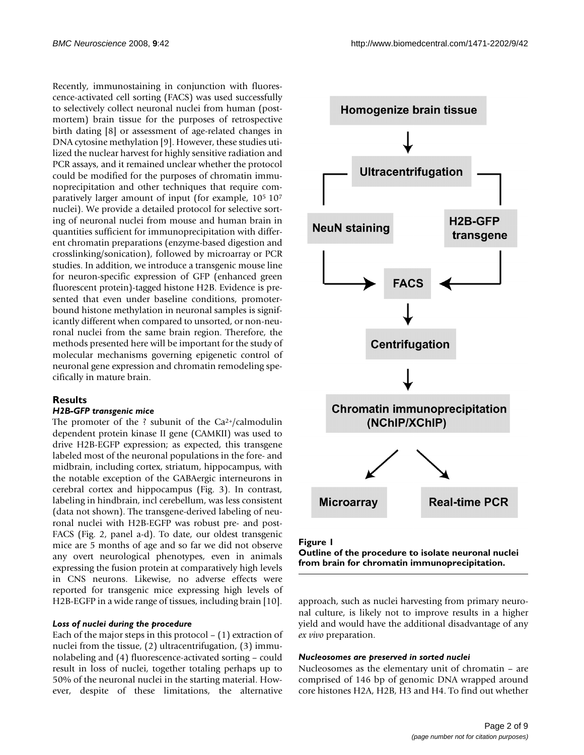Recently, immunostaining in conjunction with fluorescence-activated cell sorting (FACS) was used successfully to selectively collect neuronal nuclei from human (post-mortem) brain tissue for the purposes of retrospective birth dating [8] or assessment of age-related changes in DNA cytosine methylation [9]. However, these studies utilized the nuclear harvest for highly sensitive radiation and PCR assays, and it remained unclear whether the protocol could be modified for the purposes of chromatin immunoprecipitation and other techniques that require comparatively larger amount of input (for example, $10^5$ $10^7$ nuclei). We provide a detailed protocol for selective sorting of neuronal nuclei from mouse and human brain in quantities sufficient for immunoprecipitation with different chromatin preparations (enzyme-based digestion and crosslinking/sonication), followed by microarray or PCR studies. In addition, we introduce a transgenic mouse line for neuron-specific expression of GFP (enhanced green fluorescent protein)-tagged histone H2B. Evidence is presented that even under baseline conditions, promoter-bound histone methylation in neuronal samples is significantly different when compared to unsorted, or non-neuronal nuclei from the same brain region. Therefore, the methods presented here will be important for the study of molecular mechanisms governing epigenetic control of neuronal gene expression and chromatin remodeling specifically in mature brain.

## Results

### *H2B-GFP transgenic mice*

The promoter of the ? subunit of the $Ca^{2+}$/calmodulin dependent protein kinase II gene (CAMKII) was used to drive H2B-EGFP expression; as expected, this transgene labeled most of the neuronal populations in the fore- and midbrain, including cortex, striatum, hippocampus, with the notable exception of the GABAergic interneurons in cerebral cortex and hippocampus (Fig. 3). In contrast, labeling in hindbrain, incl cerebellum, was less consistent (data not shown). The transgene-derived labeling of neuronal nuclei with H2B-EGFP was robust pre- and post-FACS (Fig. 2, panel a-d). To date, our oldest transgenic mice are 5 months of age and so far we did not observe any overt neurological phenotypes, even in animals expressing the fusion protein at comparatively high levels in CNS neurons. Likewise, no adverse effects were reported for transgenic mice expressing high levels of H2B-EGFP in a wide range of tissues, including brain [10].

### *Loss of nuclei during the procedure*

Each of the major steps in this protocol – (1) extraction of nuclei from the tissue, (2) ultracentrifugation, (3) immunolabeling and (4) fluorescence-activated sorting – could result in loss of nuclei, together totaling perhaps up to 50% of the neuronal nuclei in the starting material. However, despite of these limitations, the alternative approach, such as nuclei harvesting from primary neuronal culture, is likely not to improve results in a higher yield and would have the additional disadvantage of any *ex vivo* preparation.

Homogenize brain tissue → Ultracentrifugation → NeuN staining / H2B-GFP transgene → FACS → Centrifugation → Chromatin immunoprecipitation (NChIP/XChIP) → Microarray / Real-time PCR

**Figure 1**
**Outline of the procedure to isolate neuronal nuclei from brain for chromatin immunoprecipitation.**

### *Nucleosomes are preserved in sorted nuclei*

Nucleosomes as the elementary unit of chromatin – are comprised of 146 bp of genomic DNA wrapped around core histones H2A, H2B, H3 and H4. To find out whether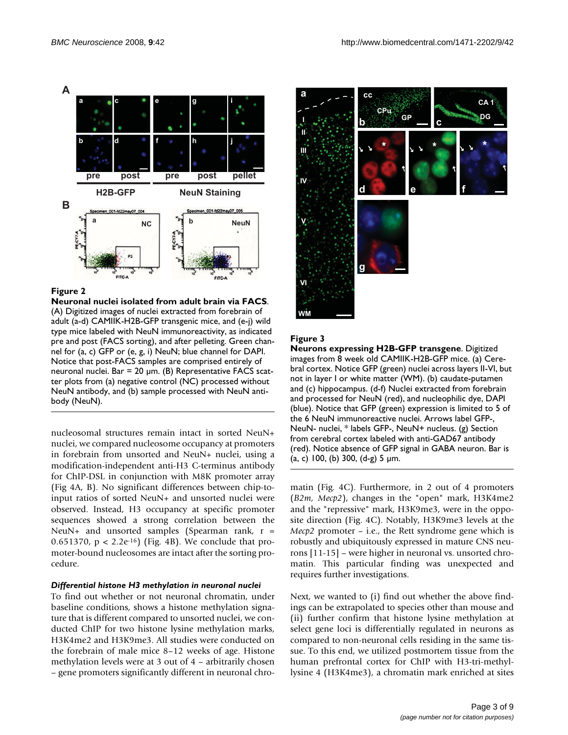**Figure 2**

**Neuronal nuclei isolated from adult brain via FACS**. (A) Digitized images of nuclei extracted from forebrain of adult (a-d) CAMIIK-H2B-GFP transgenic mice, and (e-j) wild type mice labeled with NeuN immunoreactivity, as indicated pre and post (FACS sorting), and after pelleting. Green channel for (a, c) GFP or (e, g, i) NeuN; blue channel for DAPI. Notice that post-FACS samples are comprised entirely of neuronal nuclei. Bar = 20 μm. (B) Representative FACS scatter plots from (a) negative control (NC) processed without NeuN antibody, and (b) sample processed with NeuN antibody (NeuN).

**Figure 3**

**Neurons expressing H2B-GFP transgene**. Digitized images from 8 week old CAMIIK-H2B-GFP mice. (a) Cerebral cortex. Notice GFP (green) nuclei across layers II-VI, but not in layer I or white matter (WM). (b) caudate-putamen and (c) hippocampus. (d-f) Nuclei extracted from forebrain and processed for NeuN (red), and nucleophilic dye, DAPI (blue). Notice that GFP (green) expression is limited to 5 of the 6 NeuN immunoreactive nuclei. Arrows label GFP-, NeuN- nuclei, * labels GFP-, NeuN+ nucleus. (g) Section from cerebral cortex labeled with anti-GAD67 antibody (red). Notice absence of GFP signal in GABA neuron. Bar is (a, c) 100, (b) 300, (d-g) 5 μm.

nucleosomal structures remain intact in sorted NeuN+ nuclei, we compared nucleosome occupancy at promoters in forebrain from unsorted and NeuN+ nuclei, using a modification-independent anti-H3 C-terminus antibody for ChIP-DSL in conjunction with M8K promoter array (Fig 4A, B). No significant differences between chip-to-input ratios of sorted NeuN+ and unsorted nuclei were observed. Instead, H3 occupancy at specific promoter sequences showed a strong correlation between the NeuN+ and unsorted samples (Spearman rank, r = 0.651370, p < 2.2e-16) (Fig. 4B). We conclude that promoter-bound nucleosomes are intact after the sorting procedure.

### *Differential histone H3 methylation in neuronal nuclei*

To find out whether or not neuronal chromatin, under baseline conditions, shows a histone methylation signature that is different compared to unsorted nuclei, we conducted ChIP for two histone lysine methylation marks, H3K4me2 and H3K9me3. All studies were conducted on the forebrain of male mice 8–12 weeks of age. Histone methylation levels were at 3 out of 4 – arbitrarily chosen – gene promoters significantly different in neuronal chromatin (Fig. 4C). Furthermore, in 2 out of 4 promoters (*B2m*, *Mecp2*), changes in the "open" mark, H3K4me2 and the "repressive" mark, H3K9me3, were in the opposite direction (Fig. 4C). Notably, H3K9me3 levels at the *Mecp2* promoter – i.e., the Rett syndrome gene which is robustly and ubiquitously expressed in mature CNS neurons [11-15] – were higher in neuronal vs. unsorted chromatin. This particular finding was unexpected and requires further investigations.

Next, we wanted to (i) find out whether the above findings can be extrapolated to species other than mouse and (ii) further confirm that histone lysine methylation at select gene loci is differentially regulated in neurons as compared to non-neuronal cells residing in the same tissue. To this end, we utilized postmortem tissue from the human prefrontal cortex for ChIP with H3-tri-methyl-lysine 4 (H3K4me3), a chromatin mark enriched at sites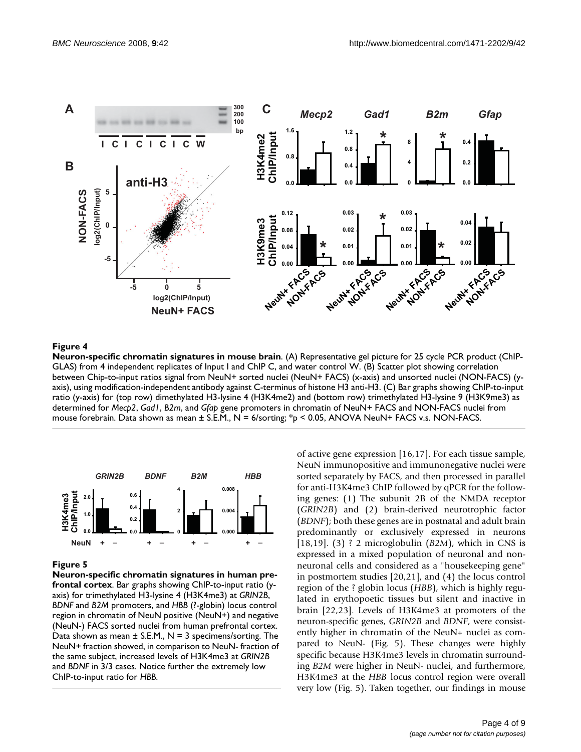**Figure 4**

**Neuron-specific chromatin signatures in mouse brain**. (A) Representative gel picture for 25 cycle PCR product (ChIP-GLAS) from 4 independent replicates of Input I and ChIP C, and water control W. (B) Scatter plot showing correlation between Chip-to-input ratios signal from NeuN+ sorted nuclei (NeuN+ FACS) (x-axis) and unsorted nuclei (NON-FACS) (y-axis), using modification-independent antibody against C-terminus of histone H3 anti-H3. (C) Bar graphs showing ChIP-to-input ratio (y-axis) for (top row) dimethylated H3-lysine 4 (H3K4me2) and (bottom row) trimethylated H3-lysine 9 (H3K9me3) as determined for *Mecp2*, *Gad1*, *B2m*, and *Gfap* gene promoters in chromatin of NeuN+ FACS and NON-FACS nuclei from mouse forebrain. Data shown as mean ± S.E.M., N = 6/sorting; *p < 0.05, ANOVA NeuN+ FACS v.s. NON-FACS.

**Figure 5**

**Neuron-specific chromatin signatures in human prefrontal cortex**. Bar graphs showing ChIP-to-input ratio (y-axis) for trimethylated H3-lysine 4 (H3K4me3) at *GRIN2B*, *BDNF* and *B2M* promoters, and *HBB* (?-globin) locus control region in chromatin of NeuN positive (NeuN+) and negative (NeuN-) FACS sorted nuclei from human prefrontal cortex. Data shown as mean ± S.E.M., N = 3 specimens/sorting. The NeuN+ fraction showed, in comparison to NeuN- fraction of the same subject, increased levels of H3K4me3 at *GRIN2B* and *BDNF* in 3/3 cases. Notice further the extremely low ChIP-to-input ratio for *HBB*.

of active gene expression [16,17]. For each tissue sample, NeuN immunopositive and immunonegative nuclei were sorted separately by FACS, and then processed in parallel for anti-H3K4me3 ChIP followed by qPCR for the following genes: (1) The subunit 2B of the NMDA receptor (*GRIN2B*) and (2) brain-derived neurotrophic factor (*BDNF*); both these genes are in postnatal and adult brain predominantly or exclusively expressed in neurons [18,19]. (3) ? 2 microglobulin (*B2M*), which in CNS is expressed in a mixed population of neuronal and non-neuronal cells and considered as a "housekeeping gene" in postmortem studies [20,21], and (4) the locus control region of the ? globin locus (*HBB*), which is highly regulated in erythopoetic tissues but silent and inactive in brain [22,23]. Levels of H3K4me3 at promoters of the neuron-specific genes, *GRIN2B* and *BDNF*, were consistently higher in chromatin of the NeuN+ nuclei as compared to NeuN- (Fig. 5). These changes were highly specific because H3K4me3 levels in chromatin surrounding *B2M* were higher in NeuN- nuclei, and furthermore, H3K4me3 at the *HBB* locus control region were overall very low (Fig. 5). Taken together, our findings in mouse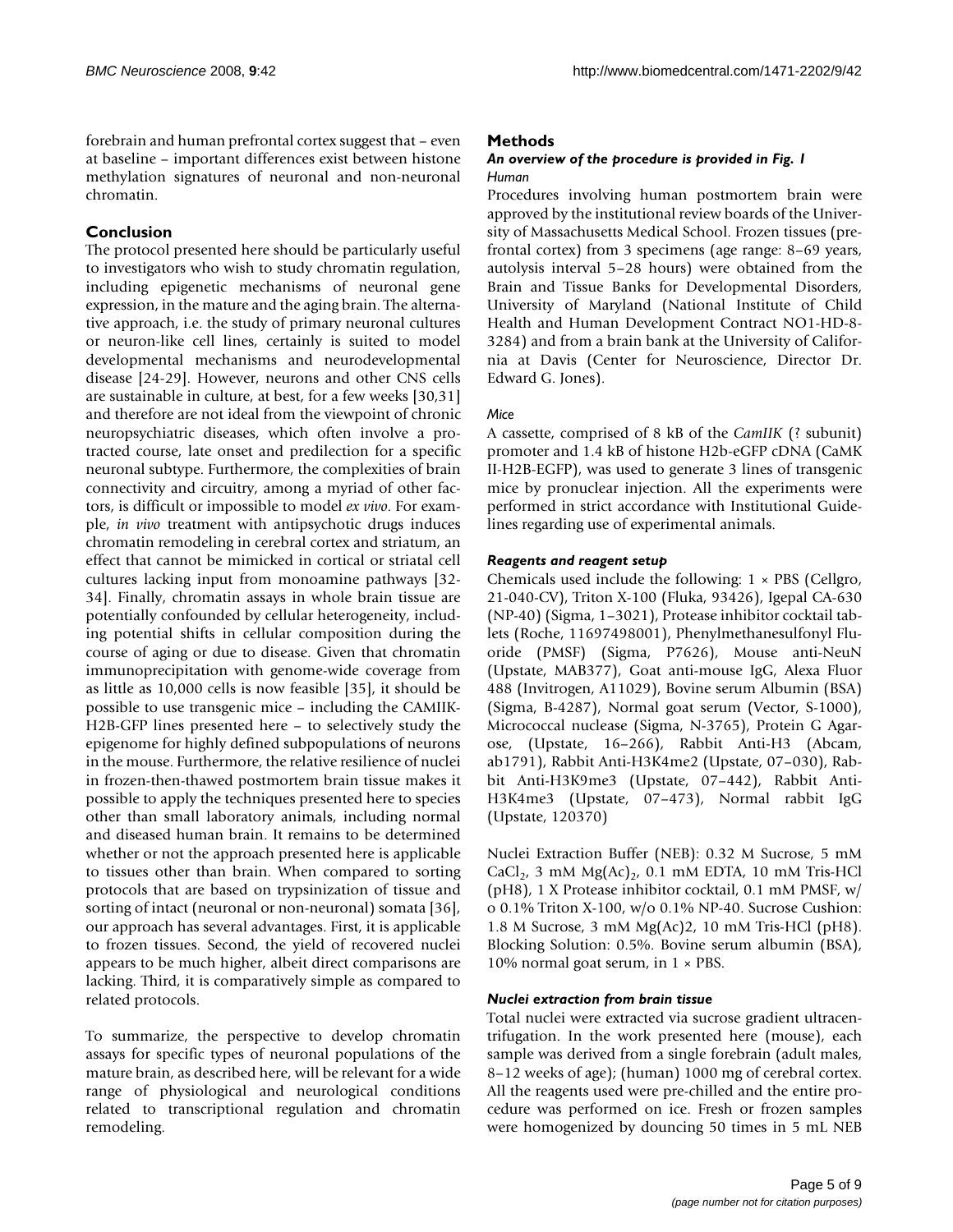forebrain and human prefrontal cortex suggest that – even at baseline – important differences exist between histone methylation signatures of neuronal and non-neuronal chromatin.

## Conclusion

The protocol presented here should be particularly useful to investigators who wish to study chromatin regulation, including epigenetic mechanisms of neuronal gene expression, in the mature and the aging brain. The alternative approach, i.e. the study of primary neuronal cultures or neuron-like cell lines, certainly is suited to model developmental mechanisms and neurodevelopmental disease [24-29]. However, neurons and other CNS cells are sustainable in culture, at best, for a few weeks [30,31] and therefore are not ideal from the viewpoint of chronic neuropsychiatric diseases, which often involve a protracted course, late onset and predilection for a specific neuronal subtype. Furthermore, the complexities of brain connectivity and circuitry, among a myriad of other factors, is difficult or impossible to model *ex vivo*. For example, *in vivo* treatment with antipsychotic drugs induces chromatin remodeling in cerebral cortex and striatum, an effect that cannot be mimicked in cortical or striatal cell cultures lacking input from monoamine pathways [32-34]. Finally, chromatin assays in whole brain tissue are potentially confounded by cellular heterogeneity, including potential shifts in cellular composition during the course of aging or due to disease. Given that chromatin immunoprecipitation with genome-wide coverage from as little as 10,000 cells is now feasible [35], it should be possible to use transgenic mice – including the CAMIIK-H2B-GFP lines presented here – to selectively study the epigenome for highly defined subpopulations of neurons in the mouse. Furthermore, the relative resilience of nuclei in frozen-then-thawed postmortem brain tissue makes it possible to apply the techniques presented here to species other than small laboratory animals, including normal and diseased human brain. It remains to be determined whether or not the approach presented here is applicable to tissues other than brain. When compared to sorting protocols that are based on trypsinization of tissue and sorting of intact (neuronal or non-neuronal) somata [36], our approach has several advantages. First, it is applicable to frozen tissues. Second, the yield of recovered nuclei appears to be much higher, albeit direct comparisons are lacking. Third, it is comparatively simple as compared to related protocols.

To summarize, the perspective to develop chromatin assays for specific types of neuronal populations of the mature brain, as described here, will be relevant for a wide range of physiological and neurological conditions related to transcriptional regulation and chromatin remodeling.

## Methods

### *An overview of the procedure is provided in Fig. 1*

#### *Human*

Procedures involving human postmortem brain were approved by the institutional review boards of the University of Massachusetts Medical School. Frozen tissues (prefrontal cortex) from 3 specimens (age range: 8–69 years, autolysis interval 5–28 hours) were obtained from the Brain and Tissue Banks for Developmental Disorders, University of Maryland (National Institute of Child Health and Human Development Contract NO1-HD-8-3284) and from a brain bank at the University of California at Davis (Center for Neuroscience, Director Dr. Edward G. Jones).

#### *Mice*

A cassette, comprised of 8 kB of the *CamIIK* (? subunit) promoter and 1.4 kB of histone H2b-eGFP cDNA (CaMK II-H2B-EGFP), was used to generate 3 lines of transgenic mice by pronuclear injection. All the experiments were performed in strict accordance with Institutional Guidelines regarding use of experimental animals.

### *Reagents and reagent setup*

Chemicals used include the following: 1 × PBS (Cellgro, 21-040-CV), Triton X-100 (Fluka, 93426), Igepal CA-630 (NP-40) (Sigma, 1–3021), Protease inhibitor cocktail tablets (Roche, 11697498001), Phenylmethanesulfonyl Fluoride (PMSF) (Sigma, P7626), Mouse anti-NeuN (Upstate, MAB377), Goat anti-mouse IgG, Alexa Fluor 488 (Invitrogen, A11029), Bovine serum Albumin (BSA) (Sigma, B-4287), Normal goat serum (Vector, S-1000), Micrococcal nuclease (Sigma, N-3765), Protein G Agarose, (Upstate, 16–266), Rabbit Anti-H3 (Abcam, ab1791), Rabbit Anti-H3K4me2 (Upstate, 07–030), Rabbit Anti-H3K9me3 (Upstate, 07–442), Rabbit Anti-H3K4me3 (Upstate, 07–473), Normal rabbit IgG (Upstate, 120370)

Nuclei Extraction Buffer (NEB): 0.32 M Sucrose, 5 mM $CaCl_2$, 3 mM $Mg(Ac)_2$, 0.1 mM EDTA, 10 mM Tris-HCl (pH8), 1 X Protease inhibitor cocktail, 0.1 mM PMSF, w/o 0.1% Triton X-100, w/o 0.1% NP-40. Sucrose Cushion: 1.8 M Sucrose, 3 mM Mg(Ac)2, 10 mM Tris-HCl (pH8). Blocking Solution: 0.5%. Bovine serum albumin (BSA), 10% normal goat serum, in 1 × PBS.

### *Nuclei extraction from brain tissue*

Total nuclei were extracted via sucrose gradient ultracentrifugation. In the work presented here (mouse), each sample was derived from a single forebrain (adult males, 8–12 weeks of age); (human) 1000 mg of cerebral cortex. All the reagents used were pre-chilled and the entire procedure was performed on ice. Fresh or frozen samples were homogenized by douncing 50 times in 5 mL NEB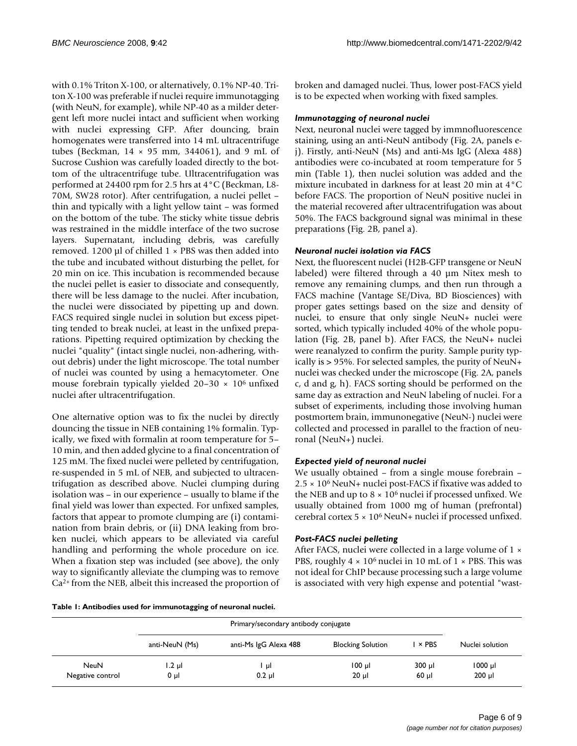with 0.1% Triton X-100, or alternatively, 0.1% NP-40. Triton X-100 was preferable if nuclei require immunotagging (with NeuN, for example), while NP-40 as a milder detergent left more nuclei intact and sufficient when working with nuclei expressing GFP. After douncing, brain homogenates were transferred into 14 mL ultracentrifuge tubes (Beckman, 14 × 95 mm, 344061), and 9 mL of Sucrose Cushion was carefully loaded directly to the bottom of the ultracentrifuge tube. Ultracentrifugation was performed at 24400 rpm for 2.5 hrs at 4°C (Beckman, L8-70M, SW28 rotor). After centrifugation, a nuclei pellet – thin and typically with a light yellow taint – was formed on the bottom of the tube. The sticky white tissue debris was restrained in the middle interface of the two sucrose layers. Supernatant, including debris, was carefully removed. 1200 μl of chilled 1 × PBS was then added into the tube and incubated without disturbing the pellet, for 20 min on ice. This incubation is recommended because the nuclei pellet is easier to dissociate and consequently, there will be less damage to the nuclei. After incubation, the nuclei were dissociated by pipetting up and down. FACS required single nuclei in solution but excess pipetting tended to break nuclei, at least in the unfixed preparations. Pipetting required optimization by checking the nuclei "quality" (intact single nuclei, non-adhering, without debris) under the light microscope. The total number of nuclei was counted by using a hemacytometer. One mouse forebrain typically yielded 20–30 × $10^6$ unfixed nuclei after ultracentrifugation.

One alternative option was to fix the nuclei by directly douncing the tissue in NEB containing 1% formalin. Typically, we fixed with formalin at room temperature for 5–10 min, and then added glycine to a final concentration of 125 mM. The fixed nuclei were pelleted by centrifugation, re-suspended in 5 mL of NEB, and subjected to ultracentrifugation as described above. Nuclei clumping during isolation was – in our experience – usually to blame if the final yield was lower than expected. For unfixed samples, factors that appear to promote clumping are (i) contamination from brain debris, or (ii) DNA leaking from broken nuclei, which appears to be alleviated via careful handling and performing the whole procedure on ice. When a fixation step was included (see above), the only way to significantly alleviate the clumping was to remove $Ca^{2+}$ from the NEB, albeit this increased the proportion of broken and damaged nuclei. Thus, lower post-FACS yield is to be expected when working with fixed samples.

### *Immunotagging of neuronal nuclei*

Next, neuronal nuclei were tagged by immnofluorescence staining, using an anti-NeuN antibody (Fig. 2A, panels e-j). Firstly, anti-NeuN (Ms) and anti-Ms IgG (Alexa 488) antibodies were co-incubated at room temperature for 5 min (Table 1), then nuclei solution was added and the mixture incubated in darkness for at least 20 min at 4°C before FACS. The proportion of NeuN positive nuclei in the material recovered after ultracentrifugation was about 50%. The FACS background signal was minimal in these preparations (Fig. 2B, panel a).

### *Neuronal nuclei isolation via FACS*

Next, the fluorescent nuclei (H2B-GFP transgene or NeuN labeled) were filtered through a 40 μm Nitex mesh to remove any remaining clumps, and then run through a FACS machine (Vantage SE/Diva, BD Biosciences) with proper gates settings based on the size and density of nuclei, to ensure that only single NeuN+ nuclei were sorted, which typically included 40% of the whole population (Fig. 2B, panel b). After FACS, the NeuN+ nuclei were reanalyzed to confirm the purity. Sample purity typically is > 95%. For selected samples, the purity of NeuN+ nuclei was checked under the microscope (Fig. 2A, panels c, d and g, h). FACS sorting should be performed on the same day as extraction and NeuN labeling of nuclei. For a subset of experiments, including those involving human postmortem brain, immunonegative (NeuN-) nuclei were collected and processed in parallel to the fraction of neuronal (NeuN+) nuclei.

### *Expected yield of neuronal nuclei*

We usually obtained – from a single mouse forebrain – 2.5 × $10^6$ NeuN+ nuclei post-FACS if fixative was added to the NEB and up to 8 × $10^6$ nuclei if processed unfixed. We usually obtained from 1000 mg of human (prefrontal) cerebral cortex 5 × $10^6$ NeuN+ nuclei if processed unfixed.

### *Post-FACS nuclei pelleting*

After FACS, nuclei were collected in a large volume of 1 × PBS, roughly 4 × $10^6$ nuclei in 10 mL of 1 × PBS. This was not ideal for ChIP because processing such a large volume is associated with very high expense and potential "wast-

**Table 1: Antibodies used for immunotagging of neuronal nuclei.**

| | Primary/secondary antibody conjugate | | | | |
|---|---|---|---|---|---|
| | anti-NeuN (Ms) | anti-Ms IgG Alexa 488 | Blocking Solution | 1 × PBS | Nuclei solution |
| NeuN | 1.2 μl | 1 μl | 100 μl | 300 μl | 1000 μl |
| Negative control | 0 μl | 0.2 μl | 20 μl | 60 μl | 200 μl |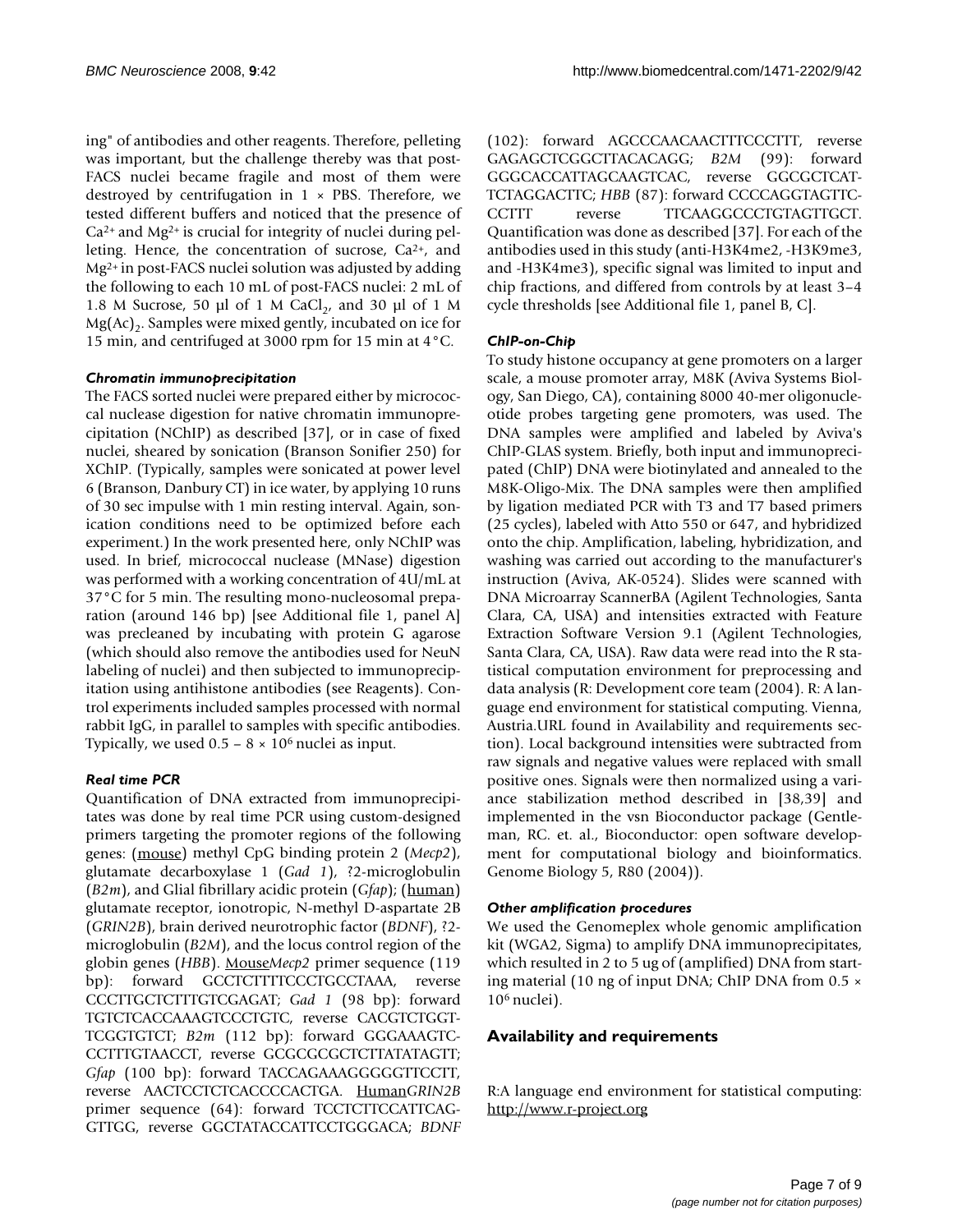ing" of antibodies and other reagents. Therefore, pelleting was important, but the challenge thereby was that post-FACS nuclei became fragile and most of them were destroyed by centrifugation in 1 × PBS. Therefore, we tested different buffers and noticed that the presence of $Ca^{2+}$ and $Mg^{2+}$ is crucial for integrity of nuclei during pelleting. Hence, the concentration of sucrose, $Ca^{2+}$, and $Mg^{2+}$ in post-FACS nuclei solution was adjusted by adding the following to each 10 mL of post-FACS nuclei: 2 mL of 1.8 M Sucrose, 50 µl of 1 M $CaCl_2$, and 30 µl of 1 M $Mg(Ac)_2$. Samples were mixed gently, incubated on ice for 15 min, and centrifuged at 3000 rpm for 15 min at 4°C.

### *Chromatin immunoprecipitation*

The FACS sorted nuclei were prepared either by micrococcal nuclease digestion for native chromatin immunoprecipitation (NChIP) as described [37], or in case of fixed nuclei, sheared by sonication (Branson Sonifier 250) for XChIP. (Typically, samples were sonicated at power level 6 (Branson, Danbury CT) in ice water, by applying 10 runs of 30 sec impulse with 1 min resting interval. Again, sonication conditions need to be optimized before each experiment.) In the work presented here, only NChIP was used. In brief, micrococcal nuclease (MNase) digestion was performed with a working concentration of 4U/mL at 37°C for 5 min. The resulting mono-nucleosomal preparation (around 146 bp) [see Additional file 1, panel A] was precleaned by incubating with protein G agarose (which should also remove the antibodies used for NeuN labeling of nuclei) and then subjected to immunoprecipitation using antihistone antibodies (see Reagents). Control experiments included samples processed with normal rabbit IgG, in parallel to samples with specific antibodies. Typically, we used 0.5 – 8 × $10^6$ nuclei as input.

### *Real time PCR*

Quantification of DNA extracted from immunoprecipitates was done by real time PCR using custom-designed primers targeting the promoter regions of the following genes: (mouse) methyl CpG binding protein 2 (*Mecp2*), glutamate decarboxylase 1 (*Gad 1*), ?2-microglobulin (*B2m*), and Glial fibrillary acidic protein (*Gfap*); (human) glutamate receptor, ionotropic, N-methyl D-aspartate 2B (*GRIN2B*), brain derived neurotrophic factor (*BDNF*), ?2-microglobulin (*B2M*), and the locus control region of the globin genes (*HBB*). Mouse*Mecp2* primer sequence (119 bp): forward GCCTCTTTTCCCTGCCTAAA, reverse CCCTTGCTCTTTGTCGAGAT; *Gad 1* (98 bp): forward TGTCTCACCAAAGTCCCTGTC, reverse CACGTCTGGT-TCGGTGTCT; *B2m* (112 bp): forward GGGAAAGTC-CCTTTGTAACCT, reverse GCGCGCGCTCTTATATAGTT; *Gfap* (100 bp): forward TACCAGAAAGGGGGTTCCTT, reverse AACTCCTCTCACCCCCACTGA. Human*GRIN2B* primer sequence (64): forward TCCTCTTCCATTCAG-GTTGG, reverse GGCTATACCATTCCTGGGACA; *BDNF* (102): forward AGCCCAACAACTTTCCCTTT, reverse GAGAGCTCGGCTTACACAGG; *B2M* (99): forward GGGCACCATTAGCAAGTCAC, reverse GGCGCTCAT-TCTAGGACTTC; *HBB* (87): forward CCCCAGGTAGTTC-CCTTT reverse TTCAAGGCCCTGTAGTTGCT. Quantification was done as described [37]. For each of the antibodies used in this study (anti-H3K4me2, -H3K9me3, and -H3K4me3), specific signal was limited to input and chip fractions, and differed from controls by at least 3–4 cycle thresholds [see Additional file 1, panel B, C].

### *ChIP-on-Chip*

To study histone occupancy at gene promoters on a larger scale, a mouse promoter array, M8K (Aviva Systems Biology, San Diego, CA), containing 8000 40-mer oligonucleotide probes targeting gene promoters, was used. The DNA samples were amplified and labeled by Aviva's ChIP-GLAS system. Briefly, both input and immunoprecipitated (ChIP) DNA were biotinylated and annealed to the M8K-Oligo-Mix. The DNA samples were then amplified by ligation mediated PCR with T3 and T7 based primers (25 cycles), labeled with Atto 550 or 647, and hybridized onto the chip. Amplification, labeling, hybridization, and washing was carried out according to the manufacturer's instruction (Aviva, AK-0524). Slides were scanned with DNA Microarray ScannerBA (Agilent Technologies, Santa Clara, CA, USA) and intensities extracted with Feature Extraction Software Version 9.1 (Agilent Technologies, Santa Clara, CA, USA). Raw data were read into the R statistical computation environment for preprocessing and data analysis (R: Development core team (2004). R: A language end environment for statistical computing. Vienna, Austria.URL found in Availability and requirements section). Local background intensities were subtracted from raw signals and negative values were replaced with small positive ones. Signals were then normalized using a variance stabilization method described in [38,39] and implemented in the vsn Bioconductor package (Gentleman, RC. et. al., Bioconductor: open software development for computational biology and bioinformatics. Genome Biology 5, R80 (2004)).

### *Other amplification procedures*

We used the Genomeplex whole genomic amplification kit (WGA2, Sigma) to amplify DNA immunoprecipitates, which resulted in 2 to 5 ug of (amplified) DNA from starting material (10 ng of input DNA; ChIP DNA from 0.5 × $10^6$ nuclei).

## Availability and requirements

R:A language end environment for statistical computing: http://www.r-project.org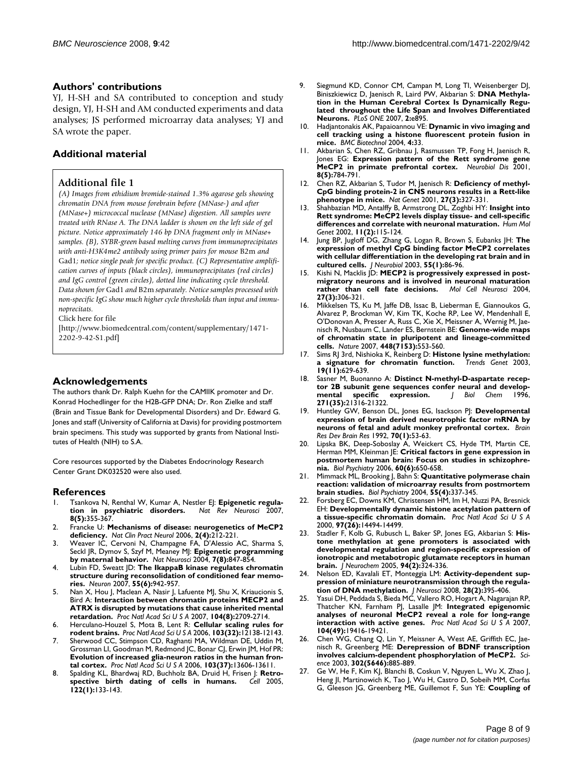## Authors' contributions

YJ, H-SH and SA contributed to conception and study design, YJ, H-SH and AM conducted experiments and data analyses; JS performed microarray data analyses; YJ and SA wrote the paper.

## Additional material

### Additional file 1

*(A) Images from ethidium bromide-stained 1.3% agarose gels showing chromatin DNA from mouse forebrain before (MNase-) and after (MNase+) micrococcal nuclease (MNase) digestion. All samples were treated with RNase A. The DNA ladder is shown on the left side of gel picture. Notice approximately 146 bp DNA fragment only in MNase+ samples. (B), SYBR-green based melting curves from immunoprecipitates with anti-H3K4me2 antibody using primer pairs for mouse* B2m *and* Gad1*; notice single peak for specific product. (C) Representative amplification curves of inputs (black circles), immunoprecipitates (red circles) and IgG control (green circles), dotted line indicating cycle threshold. Data shown for* Gad1 *and* B2m *separately. Notice samples processed with non-specific IgG show much higher cycle thresholds than input and immunoprecipitats.*

Click here for file

[http://www.biomedcentral.com/content/supplementary/1471-2202-9-42-S1.pdf]

## Acknowledgements

The authors thank Dr. Ralph Kuehn for the CAMIIK promoter and Dr. Konrad Hochedlinger for the H2B-GFP DNA; Dr. Ron Zielke and staff (Brain and Tissue Bank for Developmental Disorders) and Dr. Edward G. Jones and staff (University of California at Davis) for providing postmortem brain specimens. This study was supported by grants from National Institutes of Health (NIH) to S.A.

Core resources supported by the Diabetes Endocrinology Research Center Grant DK032520 were also used.

## References

1. Tsankova N, Renthal W, Kumar A, Nestler EJ: **Epigenetic regulation in psychiatric disorders.** *Nat Rev Neurosci* 2007, **8(5):**355-367.
2. Francke U: **Mechanisms of disease: neurogenetics of MeCP2 deficiency.** *Nat Clin Pract Neurol* 2006, **2(4):**212-221.
3. Weaver IC, Cervoni N, Champagne FA, D'Alessio AC, Sharma S, Seckl JR, Dymov S, Szyf M, Meaney MJ: **Epigenetic programming by maternal behavior.** *Nat Neurosci* 2004, **7(8):**847-854.
4. Lubin FD, Sweatt JD: **The IkappaB kinase regulates chromatin structure during reconsolidation of conditioned fear memories.** *Neuron* 2007, **55(6):**942-957.
5. Nan X, Hou J, Maclean A, Nasir J, Lafuente MJ, Shu X, Kriaucionis S, Bird A: **Interaction between chromatin proteins MECP2 and ATRX is disrupted by mutations that cause inherited mental retardation.** *Proc Natl Acad Sci U S A* 2007, **104(8):**2709-2714.
6. Herculano-Houzel S, Mota B, Lent R: **Cellular scaling rules for rodent brains.** *Proc Natl Acad Sci U S A* 2006, **103(32):**12138-12143.
7. Sherwood CC, Stimpson CD, Raghanti MA, Wildman DE, Uddin M, Grossman LI, Goodman M, Redmond JC, Bonar CJ, Erwin JM, Hof PR: **Evolution of increased glia-neuron ratios in the human frontal cortex.** *Proc Natl Acad Sci U S A* 2006, **103(37):**13606-13611.
8. Spalding KL, Bhardwaj RD, Buchholz BA, Druid H, Frisen J: **Retrospective birth dating of cells in humans.** *Cell* 2005, **122(1):**133-143.
9. Siegmund KD, Connor CM, Campan M, Long TI, Weisenberger DJ, Biniszkiewicz D, Jaenisch R, Laird PW, Akbarian S: **DNA Methylation in the Human Cerebral Cortex Is Dynamically Regulated throughout the Life Span and Involves Differentiated Neurons.** *PLoS ONE* 2007, **2:**e895.
10. Hadjantonakis AK, Papaioannou VE: **Dynamic in vivo imaging and cell tracking using a histone fluorescent protein fusion in mice.** *BMC Biotechnol* 2004, **4:**33.
11. Akbarian S, Chen RZ, Gribnau J, Rasmussen TP, Fong H, Jaenisch R, Jones EG: **Expression pattern of the Rett syndrome gene MeCP2 in primate prefrontal cortex.** *Neurobiol Dis* 2001, **8(5):**784-791.
12. Chen RZ, Akbarian S, Tudor M, Jaenisch R: **Deficiency of methyl-CpG binding protein-2 in CNS neurons results in a Rett-like phenotype in mice.** *Nat Genet* 2001, **27(3):**327-331.
13. Shahbazian MD, Antalffy B, Armstrong DL, Zoghbi HY: **Insight into Rett syndrome: MeCP2 levels display tissue- and cell-specific differences and correlate with neuronal maturation.** *Hum Mol Genet* 2002, **11(2):**115-124.
14. Jung BP, Jugloff DG, Zhang G, Logan R, Brown S, Eubanks JH: **The expression of methyl CpG binding factor MeCP2 correlates with cellular differentiation in the developing rat brain and in cultured cells.** *J Neurobiol* 2003, **55(1):**86-96.
15. Kishi N, Macklis JD: **MECP2 is progressively expressed in post-migratory neurons and is involved in neuronal maturation rather than cell fate decisions.** *Mol Cell Neurosci* 2004, **27(3):**306-321.
16. Mikkelsen TS, Ku M, Jaffe DB, Issac B, Lieberman E, Giannoukos G, Alvarez P, Brockman W, Kim TK, Koche RP, Lee W, Mendenhall E, O'Donovan A, Presser A, Russ C, Xie X, Meissner A, Wernig M, Jaenisch R, Nusbaum C, Lander ES, Bernstein BE: **Genome-wide maps of chromatin state in pluripotent and lineage-committed cells.** *Nature* 2007, **448(7153):**553-560.
17. Sims RJ 3rd, Nishioka K, Reinberg D: **Histone lysine methylation: a signature for chromatin function.** *Trends Genet* 2003, **19(11):**629-639.
18. Sasner M, Buonanno A: **Distinct N-methyl-D-aspartate receptor 2B subunit gene sequences confer neural and developmental specific expression.** *J Biol Chem* 1996, **271(35):**21316-21322.
19. Huntley GW, Benson DL, Jones EG, Isackson PJ: **Developmental expression of brain derived neurotrophic factor mRNA by neurons of fetal and adult monkey prefrontal cortex.** *Brain Res Dev Brain Res* 1992, **70(1):**53-63.
20. Lipska BK, Deep-Soboslay A, Weickert CS, Hyde TM, Martin CE, Herman MM, Kleinman JE: **Critical factors in gene expression in postmortem human brain: Focus on studies in schizophrenia.** *Biol Psychiatry* 2006, **60(6):**650-658.
21. Mimmack ML, Brooking J, Bahn S: **Quantitative polymerase chain reaction: validation of microarray results from postmortem brain studies.** *Biol Psychiatry* 2004, **55(4):**337-345.
22. Forsberg EC, Downs KM, Christensen HM, Im H, Nuzzi PA, Bresnick EH: **Developmentally dynamic histone acetylation pattern of a tissue-specific chromatin domain.** *Proc Natl Acad Sci U S A* 2000, **97(26):**14494-14499.
23. Stadler F, Kolb G, Rubusch L, Baker SP, Jones EG, Akbarian S: **Histone methylation at gene promoters is associated with developmental regulation and region-specific expression of ionotropic and metabotropic glutamate receptors in human brain.** *J Neurochem* 2005, **94(2):**324-336.
24. Nelson ED, Kavalali ET, Monteggia LM: **Activity-dependent suppression of miniature neurotransmission through the regulation of DNA methylation.** *J Neurosci* 2008, **28(2):**395-406.
25. Yasui DH, Peddada S, Bieda MC, Vallero RO, Hogart A, Nagarajan RP, Thatcher KN, Farnham PJ, Lasalle JM: **Integrated epigenomic analyses of neuronal MeCP2 reveal a role for long-range interaction with active genes.** *Proc Natl Acad Sci U S A* 2007, **104(49):**19416-19421.
26. Chen WG, Chang Q, Lin Y, Meissner A, West AE, Griffith EC, Jaenisch R, Greenberg ME: **Derepression of BDNF transcription involves calcium-dependent phosphorylation of MeCP2.** *Science* 2003, **302(5646):**885-889.
27. Ge W, He F, Kim KJ, Blanchi B, Coskun V, Nguyen L, Wu X, Zhao J, Heng JI, Martinowich K, Tao J, Wu H, Castro D, Sobeih MM, Corfas G, Gleeson JG, Greenberg ME, Guillemot F, Sun YE: **Coupling of**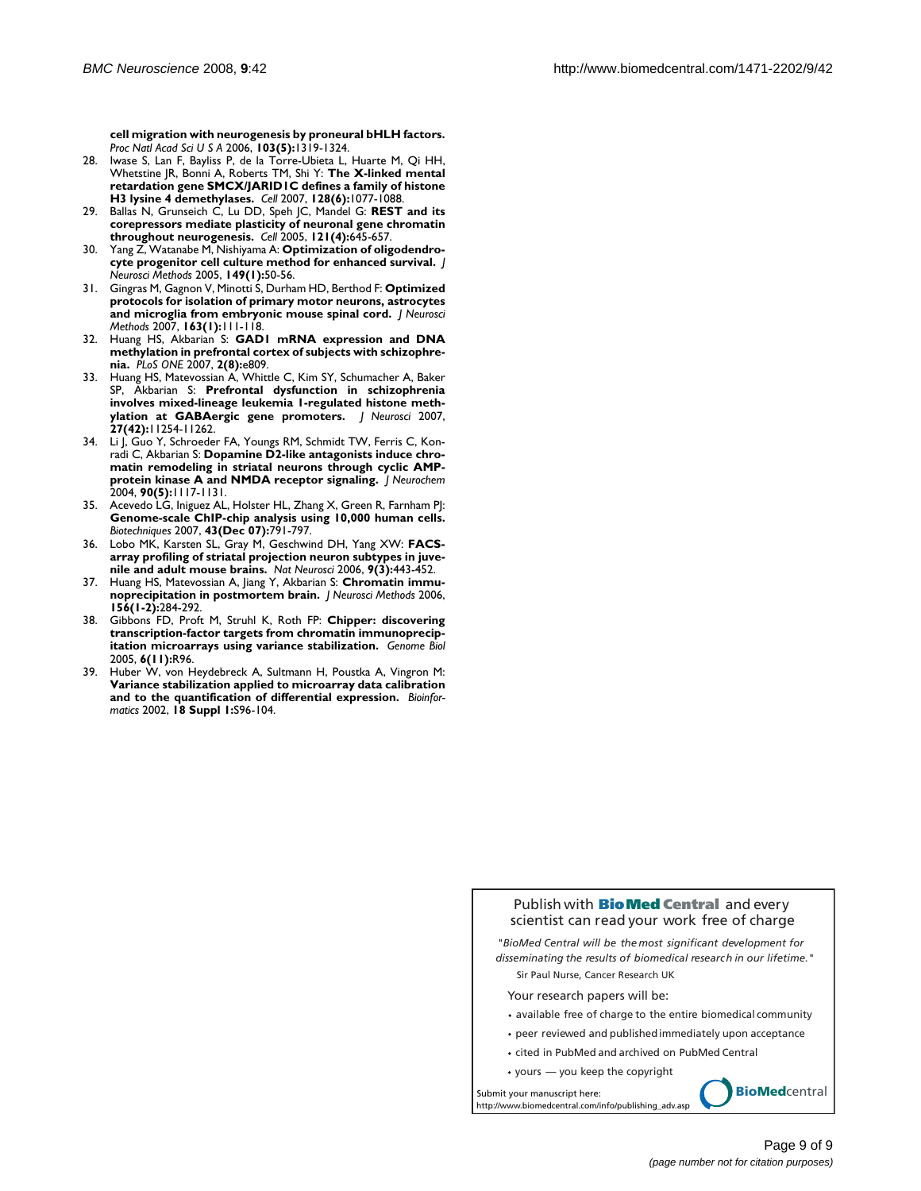cell migration with neurogenesis by proneural bHLH factors. *Proc Natl Acad Sci U S A* 2006, **103(5):**1319-1324.

28. Iwase S, Lan F, Bayliss P, de la Torre-Ubieta L, Huarte M, Qi HH, Whetstine JR, Bonni A, Roberts TM, Shi Y: **The X-linked mental retardation gene SMCX/JARID1C defines a family of histone H3 lysine 4 demethylases.** *Cell* 2007, **128(6):**1077-1088.
29. Ballas N, Grunseich C, Lu DD, Speh JC, Mandel G: **REST and its corepressors mediate plasticity of neuronal gene chromatin throughout neurogenesis.** *Cell* 2005, **121(4):**645-657.
30. Yang Z, Watanabe M, Nishiyama A: **Optimization of oligodendrocyte progenitor cell culture method for enhanced survival.** *J Neurosci Methods* 2005, **149(1):**50-56.
31. Gingras M, Gagnon V, Minotti S, Durham HD, Berthod F: **Optimized protocols for isolation of primary motor neurons, astrocytes and microglia from embryonic mouse spinal cord.** *J Neurosci Methods* 2007, **163(1):**111-118.
32. Huang HS, Akbarian S: **GAD1 mRNA expression and DNA methylation in prefrontal cortex of subjects with schizophrenia.** *PLoS ONE* 2007, **2(8):**e809.
33. Huang HS, Matevossian A, Whittle C, Kim SY, Schumacher A, Baker SP, Akbarian S: **Prefrontal dysfunction in schizophrenia involves mixed-lineage leukemia 1-regulated histone methylation at GABAergic gene promoters.** *J Neurosci* 2007, **27(42):**11254-11262.
34. Li J, Guo Y, Schroeder FA, Youngs RM, Schmidt TW, Ferris C, Konradi C, Akbarian S: **Dopamine D2-like antagonists induce chromatin remodeling in striatal neurons through cyclic AMP-protein kinase A and NMDA receptor signaling.** *J Neurochem* 2004, **90(5):**1117-1131.
35. Acevedo LG, Iniguez AL, Holster HL, Zhang X, Green R, Farnham PJ: **Genome-scale ChIP-chip analysis using 10,000 human cells.** *Biotechniques* 2007, **43(Dec 07):**791-797.
36. Lobo MK, Karsten SL, Gray M, Geschwind DH, Yang XW: **FACS-array profiling of striatal projection neuron subtypes in juvenile and adult mouse brains.** *Nat Neurosci* 2006, **9(3):**443-452.
37. Huang HS, Matevossian A, Jiang Y, Akbarian S: **Chromatin immunoprecipitation in postmortem brain.** *J Neurosci Methods* 2006, **156(1-2):**284-292.
38. Gibbons FD, Proft M, Struhl K, Roth FP: **Chipper: discovering transcription-factor targets from chromatin immunoprecipitation microarrays using variance stabilization.** *Genome Biol* 2005, **6(11):**R96.
39. Huber W, von Heydebreck A, Sultmann H, Poustka A, Vingron M: **Variance stabilization applied to microarray data calibration and to the quantification of differential expression.** *Bioinformatics* 2002, **18 Suppl 1:**S96-104.

Publish with **BioMed Central** and every scientist can read your work free of charge

*"BioMed Central will be the most significant development for disseminating the results of biomedical research in our lifetime."*

Sir Paul Nurse, Cancer Research UK

Your research papers will be:

- available free of charge to the entire biomedical community
- peer reviewed and published immediately upon acceptance
- cited in PubMed and archived on PubMed Central
- yours — you keep the copyright

Submit your manuscript here:
http://www.biomedcentral.com/info/publishing_adv.asp

**BioMed**central